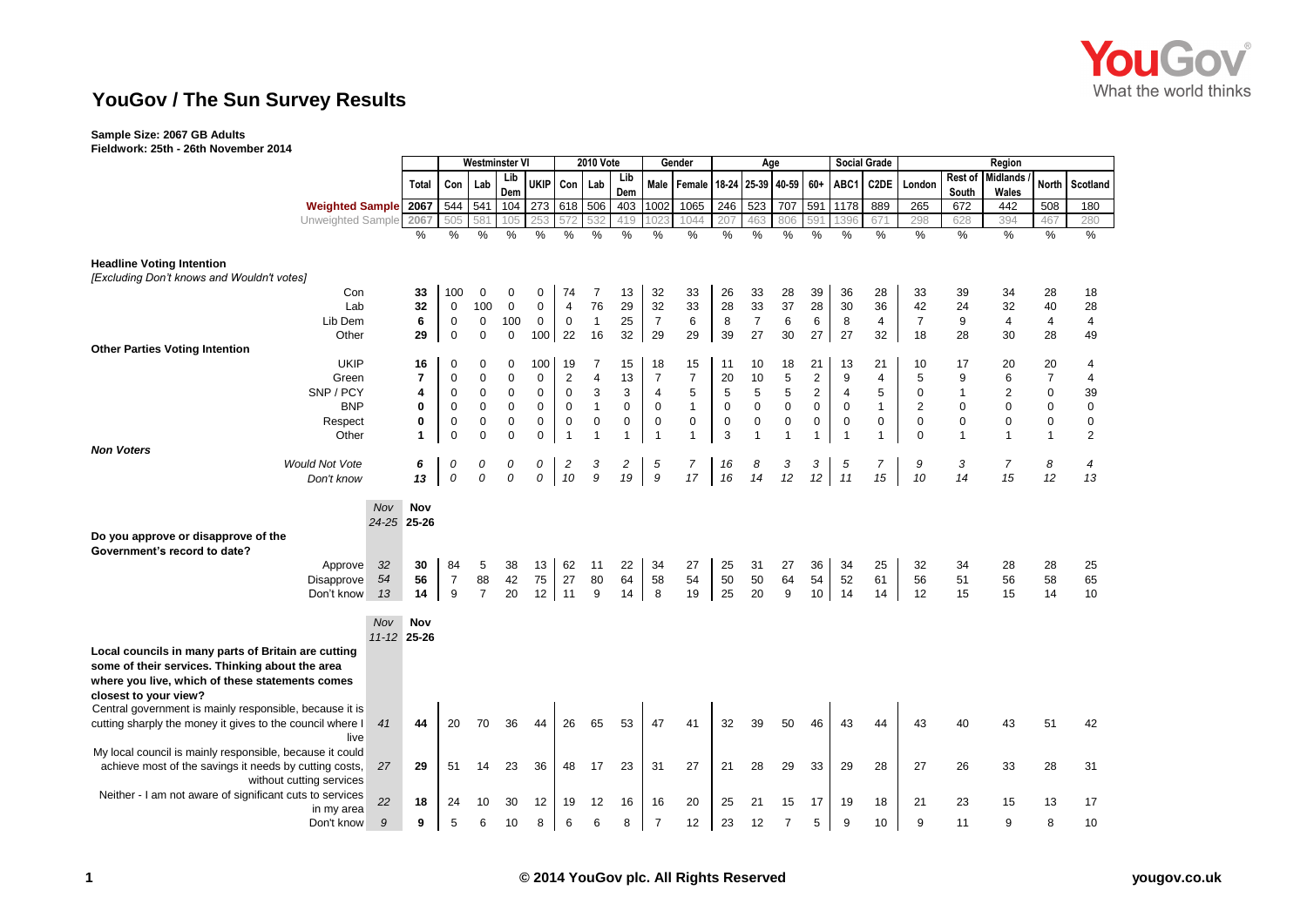# YouGov / The Sun Survey Results

**Sample Size: 2067 GB Adults**
**Fieldwork: 25th - 26th November 2014**

| | | Total | Westminster VI | | | | 2010 Vote | | | Gender | | Age | | | | Social Grade | | Region | | | | |
|---|---|---|---|---|---|---|---|---|---|---|---|---|---|---|---|---|---|---|---|---|---|---|
| | | | Con | Lab | Lib Dem | UKIP | Con | Lab | Lib Dem | Male | Female | 18-24 | 25-39 | 40-59 | 60+ | ABC1 | C2DE | London | Rest of South | Midlands / Wales | North | Scotland |
| **Weighted Sample** | | 2067 | 544 | 541 | 104 | 273 | 618 | 506 | 403 | 1002 | 1065 | 246 | 523 | 707 | 591 | 1178 | 889 | 265 | 672 | 442 | 508 | 180 |
| Unweighted Sample | | 2067 | 505 | 581 | 105 | 253 | 572 | 532 | 419 | 1023 | 1044 | 207 | 463 | 806 | 591 | 1396 | 671 | 298 | 628 | 394 | 467 | 280 |
| | | % | % | % | % | % | % | % | % | % | % | % | % | % | % | % | % | % | % | % | % | % |
| **Headline Voting Intention** *[Excluding Don't knows and Wouldn't votes]* | | | | | | | | | | | | | | | | | | | | | | |
| Con | | 33 | 100 | 0 | 0 | 0 | 74 | 7 | 13 | 32 | 33 | 26 | 33 | 28 | 39 | 36 | 28 | 33 | 39 | 34 | 28 | 18 |
| Lab | | 32 | 0 | 100 | 0 | 0 | 4 | 76 | 29 | 32 | 33 | 28 | 33 | 37 | 28 | 30 | 36 | 42 | 24 | 32 | 40 | 28 |
| Lib Dem | | 6 | 0 | 0 | 100 | 0 | 0 | 1 | 25 | 7 | 6 | 8 | 7 | 6 | 6 | 8 | 4 | 7 | 9 | 4 | 4 | 4 |
| Other | | 29 | 0 | 0 | 0 | 100 | 22 | 16 | 32 | 29 | 29 | 39 | 27 | 30 | 27 | 27 | 32 | 18 | 28 | 30 | 28 | 49 |
| **Other Parties Voting Intention** | | | | | | | | | | | | | | | | | | | | | | |
| UKIP | | 16 | 0 | 0 | 0 | 100 | 19 | 7 | 15 | 18 | 15 | 11 | 10 | 18 | 21 | 13 | 21 | 10 | 17 | 20 | 20 | 4 |
| Green | | 7 | 0 | 0 | 0 | 0 | 2 | 4 | 13 | 7 | 7 | 20 | 10 | 5 | 2 | 9 | 4 | 5 | 9 | 6 | 7 | 4 |
| SNP / PCY | | 4 | 0 | 0 | 0 | 0 | 0 | 3 | 3 | 4 | 5 | 5 | 5 | 5 | 2 | 4 | 5 | 0 | 1 | 2 | 0 | 39 |
| BNP | | 0 | 0 | 0 | 0 | 0 | 0 | 1 | 0 | 0 | 1 | 0 | 0 | 0 | 0 | 0 | 1 | 2 | 0 | 0 | 0 | 0 |
| Respect | | 0 | 0 | 0 | 0 | 0 | 0 | 0 | 0 | 0 | 0 | 0 | 0 | 0 | 0 | 0 | 0 | 0 | 0 | 0 | 0 | 0 |
| Other | | 1 | 0 | 0 | 0 | 0 | 1 | 1 | 1 | 1 | 1 | 3 | 1 | 1 | 1 | 1 | 1 | 0 | 1 | 1 | 1 | 2 |
| ***Non Voters*** | | | | | | | | | | | | | | | | | | | | | | |
| *Would Not Vote* | | *6* | *0* | *0* | *0* | *0* | *2* | *3* | *2* | *5* | *7* | *16* | *8* | *3* | *3* | *5* | *7* | *9* | *3* | *7* | *8* | *4* |
| *Don't know* | | *13* | *0* | *0* | *0* | *0* | *10* | *9* | *19* | *9* | *17* | *16* | *14* | *12* | *12* | *11* | *15* | *10* | *14* | *15* | *12* | *13* |
| | *Nov 24-25* | **Nov 25-26** | | | | | | | | | | | | | | | | | | | | |
| **Do you approve or disapprove of the Government's record to date?** | | | | | | | | | | | | | | | | | | | | | | |
| Approve | *32* | 30 | 84 | 5 | 38 | 13 | 62 | 11 | 22 | 34 | 27 | 25 | 31 | 27 | 36 | 34 | 25 | 32 | 34 | 28 | 28 | 25 |
| Disapprove | *54* | 56 | 7 | 88 | 42 | 75 | 27 | 80 | 64 | 58 | 54 | 50 | 50 | 64 | 54 | 52 | 61 | 56 | 51 | 56 | 58 | 65 |
| Don't know | *13* | 14 | 9 | 7 | 20 | 12 | 11 | 9 | 14 | 8 | 19 | 25 | 20 | 9 | 10 | 14 | 14 | 12 | 15 | 15 | 14 | 10 |
| | *Nov 11-12* | **Nov 25-26** | | | | | | | | | | | | | | | | | | | | |
| **Local councils in many parts of Britain are cutting some of their services. Thinking about the area where you live, which of these statements comes closest to your view?** | | | | | | | | | | | | | | | | | | | | | | |
| Central government is mainly responsible, because it is cutting sharply the money it gives to the council where I live | *41* | 44 | 20 | 70 | 36 | 44 | 26 | 65 | 53 | 47 | 41 | 32 | 39 | 50 | 46 | 43 | 44 | 43 | 40 | 43 | 51 | 42 |
| My local council is mainly responsible, because it could achieve most of the savings it needs by cutting costs, without cutting services | *27* | 29 | 51 | 14 | 23 | 36 | 48 | 17 | 23 | 31 | 27 | 21 | 28 | 29 | 33 | 29 | 28 | 27 | 26 | 33 | 28 | 31 |
| Neither - I am not aware of significant cuts to services in my area | *22* | 18 | 24 | 10 | 30 | 12 | 19 | 12 | 16 | 16 | 20 | 25 | 21 | 15 | 17 | 19 | 18 | 21 | 23 | 15 | 13 | 17 |
| Don't know | *9* | 9 | 5 | 6 | 10 | 8 | 6 | 6 | 8 | 7 | 12 | 23 | 12 | 7 | 5 | 9 | 10 | 9 | 11 | 9 | 8 | 10 |

© 2014 YouGov plc. All Rights Reserved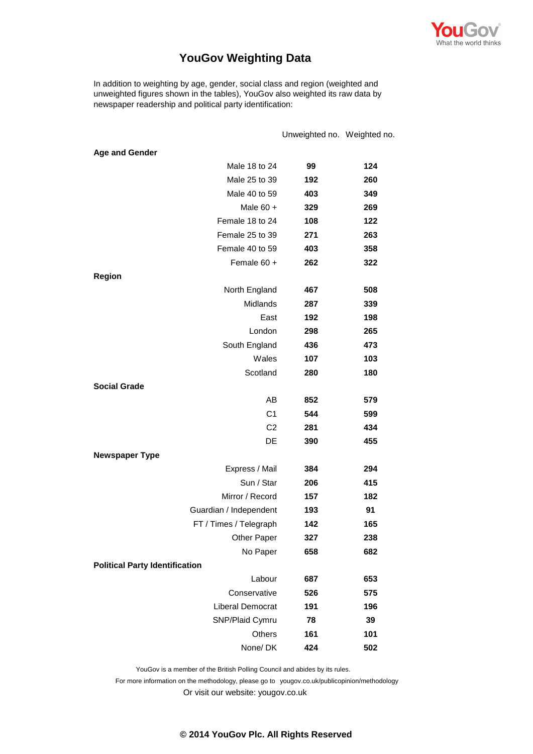# YouGov Weighting Data

In addition to weighting by age, gender, social class and region (weighted and unweighted figures shown in the tables), YouGov also weighted its raw data by newspaper readership and political party identification:

| | | Unweighted no. | Weighted no. |
|---|---|---|---|
| **Age and Gender** | | | |
| | Male 18 to 24 | **99** | **124** |
| | Male 25 to 39 | **192** | **260** |
| | Male 40 to 59 | **403** | **349** |
| | Male 60 + | **329** | **269** |
| | Female 18 to 24 | **108** | **122** |
| | Female 25 to 39 | **271** | **263** |
| | Female 40 to 59 | **403** | **358** |
| | Female 60 + | **262** | **322** |
| **Region** | | | |
| | North England | **467** | **508** |
| | Midlands | **287** | **339** |
| | East | **192** | **198** |
| | London | **298** | **265** |
| | South England | **436** | **473** |
| | Wales | **107** | **103** |
| | Scotland | **280** | **180** |
| **Social Grade** | | | |
| | AB | **852** | **579** |
| | C1 | **544** | **599** |
| | C2 | **281** | **434** |
| | DE | **390** | **455** |
| **Newspaper Type** | | | |
| | Express / Mail | **384** | **294** |
| | Sun / Star | **206** | **415** |
| | Mirror / Record | **157** | **182** |
| | Guardian / Independent | **193** | **91** |
| | FT / Times / Telegraph | **142** | **165** |
| | Other Paper | **327** | **238** |
| | No Paper | **658** | **682** |
| **Political Party Identification** | | | |
| | Labour | **687** | **653** |
| | Conservative | **526** | **575** |
| | Liberal Democrat | **191** | **196** |
| | SNP/Plaid Cymru | **78** | **39** |
| | Others | **161** | **101** |
| | None/ DK | **424** | **502** |

YouGov is a member of the British Polling Council and abides by its rules.

For more information on the methodology, please go to yougov.co.uk/publicopinion/methodology

Or visit our website: yougov.co.uk

**© 2014 YouGov Plc. All Rights Reserved**